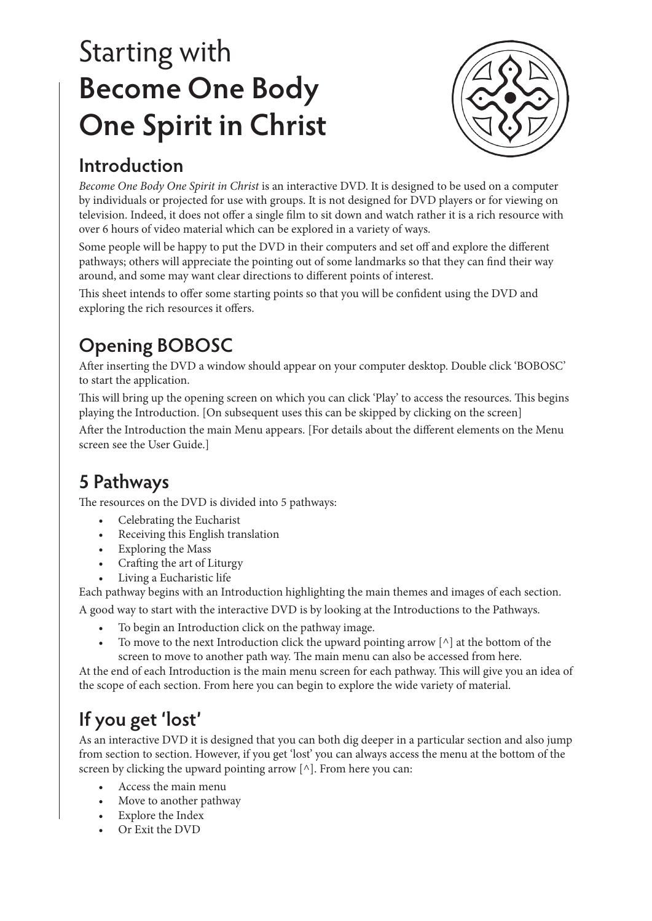# Starting with **Become One Body One Spirit in Christ**

## Introduction

*Become One Body One Spirit in Christ* is an interactive DVD. It is designed to be used on a computer by individuals or projected for use with groups. It is not designed for DVD players or for viewing on television. Indeed, it does not offer a single film to sit down and watch rather it is a rich resource with over 6 hours of video material which can be explored in a variety of ways.

Some people will be happy to put the DVD in their computers and set off and explore the different pathways; others will appreciate the pointing out of some landmarks so that they can find their way around, and some may want clear directions to different points of interest.

This sheet intends to offer some starting points so that you will be confident using the DVD and exploring the rich resources it offers.

## Opening BOBOSC

After inserting the DVD a window should appear on your computer desktop. Double click 'BOBOSC' to start the application.

This will bring up the opening screen on which you can click 'Play' to access the resources. This begins playing the Introduction. [On subsequent uses this can be skipped by clicking on the screen]

After the Introduction the main Menu appears. [For details about the different elements on the Menu screen see the User Guide.]

## 5 Pathways

The resources on the DVD is divided into 5 pathways:

- Celebrating the Eucharist
- Receiving this English translation
- Exploring the Mass
- Crafting the art of Liturgy
- Living a Eucharistic life

Each pathway begins with an Introduction highlighting the main themes and images of each section.

A good way to start with the interactive DVD is by looking at the Introductions to the Pathways.

- To begin an Introduction click on the pathway image.
- To move to the next Introduction click the upward pointing arrow [^] at the bottom of the screen to move to another path way. The main menu can also be accessed from here.

At the end of each Introduction is the main menu screen for each pathway. This will give you an idea of the scope of each section. From here you can begin to explore the wide variety of material.

## If you get 'lost'

As an interactive DVD it is designed that you can both dig deeper in a particular section and also jump from section to section. However, if you get 'lost' you can always access the menu at the bottom of the screen by clicking the upward pointing arrow [^]. From here you can:

- Access the main menu
- Move to another pathway
- Explore the Index
- Or Exit the DVD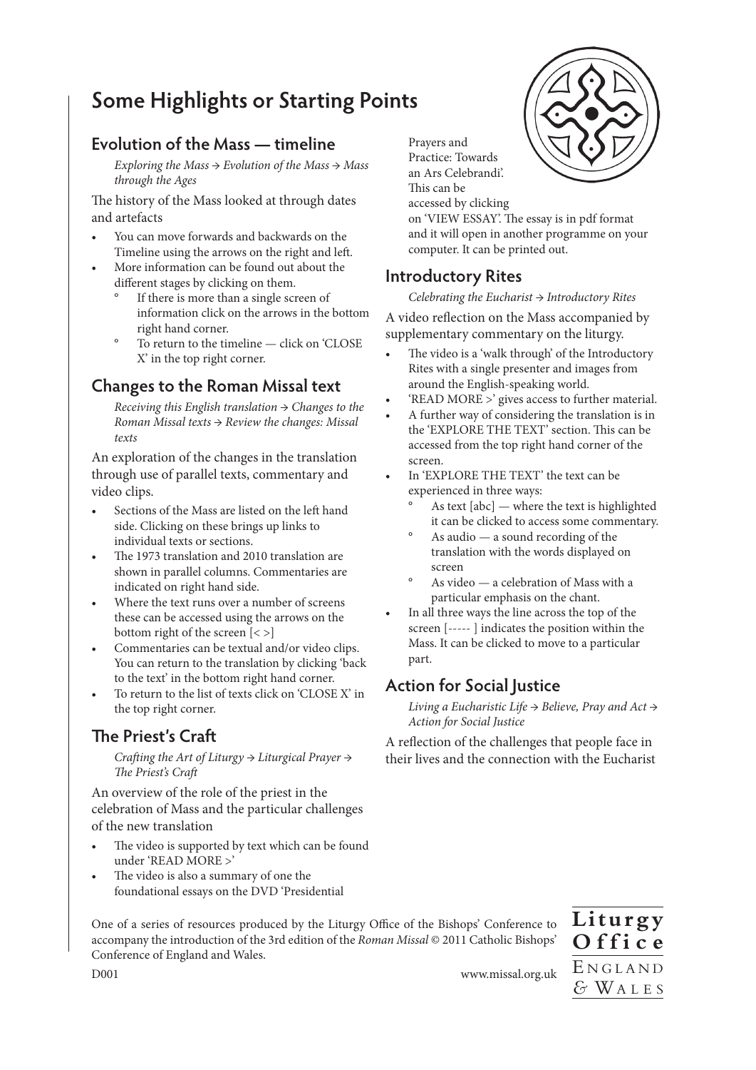# Some Highlights or Starting Points

## Evolution of the Mass — timeline

*Exploring the Mass → Evolution of the Mass → Mass through the Ages*

The history of the Mass looked at through dates and artefacts

- You can move forwards and backwards on the Timeline using the arrows on the right and left.
- More information can be found out about the different stages by clicking on them.
  - If there is more than a single screen of information click on the arrows in the bottom right hand corner.
  - To return to the timeline — click on 'CLOSE X' in the top right corner.

## Changes to the Roman Missal text

*Receiving this English translation → Changes to the Roman Missal texts → Review the changes: Missal texts*

An exploration of the changes in the translation through use of parallel texts, commentary and video clips.

- Sections of the Mass are listed on the left hand side. Clicking on these brings up links to individual texts or sections.
- The 1973 translation and 2010 translation are shown in parallel columns. Commentaries are indicated on right hand side.
- Where the text runs over a number of screens these can be accessed using the arrows on the bottom right of the screen [< >]
- Commentaries can be textual and/or video clips. You can return to the translation by clicking 'back to the text' in the bottom right hand corner.
- To return to the list of texts click on 'CLOSE X' in the top right corner.

## The Priest's Craft

*Crafting the Art of Liturgy → Liturgical Prayer → The Priest's Craft*

An overview of the role of the priest in the celebration of Mass and the particular challenges of the new translation

- The video is supported by text which can be found under 'READ MORE >'
- The video is also a summary of one the foundational essays on the DVD 'Presidential Prayers and Practice: Towards an Ars Celebrandi'. This can be accessed by clicking on 'VIEW ESSAY'. The essay is in pdf format and it will open in another programme on your computer. It can be printed out.

## Introductory Rites

*Celebrating the Eucharist → Introductory Rites*

A video reflection on the Mass accompanied by supplementary commentary on the liturgy.

- The video is a 'walk through' of the Introductory Rites with a single presenter and images from around the English-speaking world.
- 'READ MORE >' gives access to further material.
- A further way of considering the translation is in the 'EXPLORE THE TEXT' section. This can be accessed from the top right hand corner of the screen.
- In 'EXPLORE THE TEXT' the text can be experienced in three ways:
  - As text [abc] — where the text is highlighted it can be clicked to access some commentary.
  - As audio — a sound recording of the translation with the words displayed on screen
  - As video — a celebration of Mass with a particular emphasis on the chant.
- In all three ways the line across the top of the screen [----- ] indicates the position within the Mass. It can be clicked to move to a particular part.

## Action for Social Justice

*Living a Eucharistic Life → Believe, Pray and Act → Action for Social Justice*

A reflection of the challenges that people face in their lives and the connection with the Eucharist

One of a series of resources produced by the Liturgy Office of the Bishops' Conference to accompany the introduction of the 3rd edition of the *Roman Missal* © 2011 Catholic Bishops' Conference of England and Wales.

D001

www.missal.org.uk

Liturgy Office
England & Wales